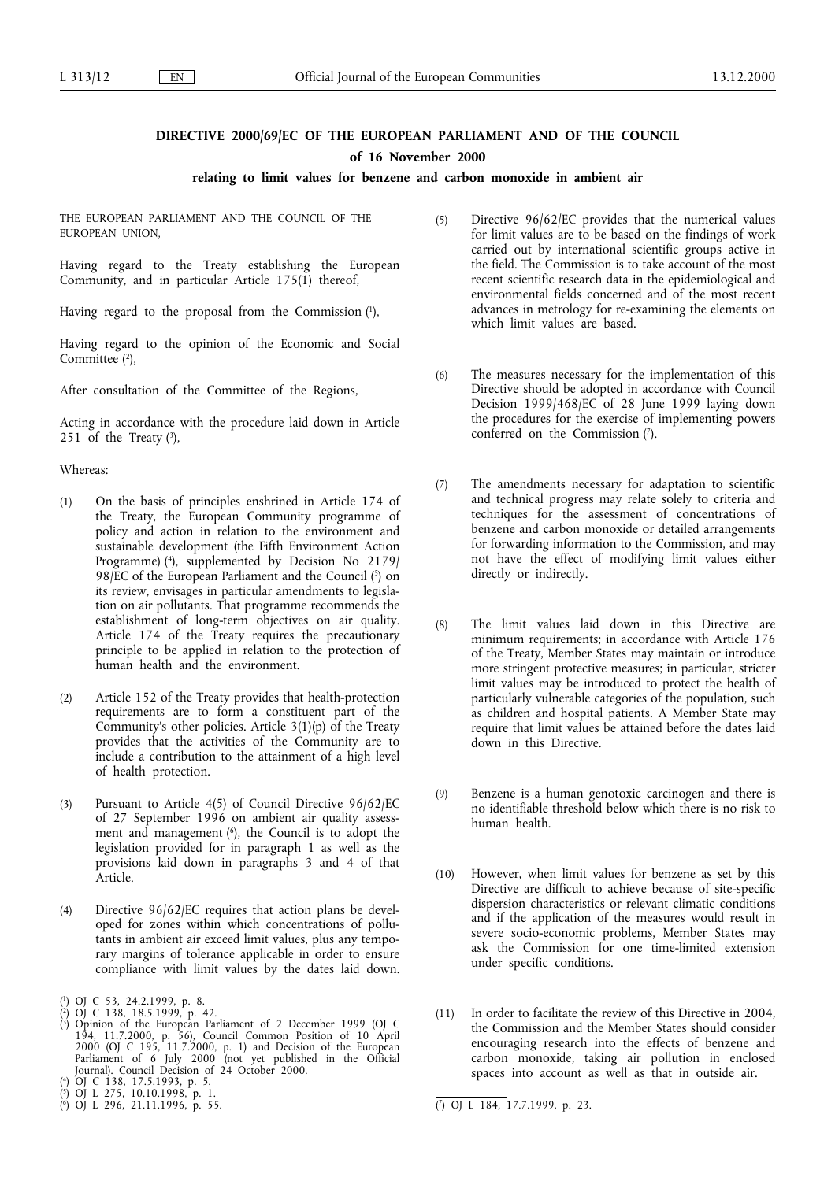# DIRECTIVE 2000/69/EC OF THE EUROPEAN PARLIAMENT AND OF THE COUNCIL

## of 16 November 2000

## relating to limit values for benzene and carbon monoxide in ambient air

THE EUROPEAN PARLIAMENT AND THE COUNCIL OF THE EUROPEAN UNION,

Having regard to the Treaty establishing the European Community, and in particular Article 175(1) thereof,

Having regard to the proposal from the Commission [1],

Having regard to the opinion of the Economic and Social Committee [2],

After consultation of the Committee of the Regions,

Acting in accordance with the procedure laid down in Article 251 of the Treaty [3],

Whereas:

(1) On the basis of principles enshrined in Article 174 of the Treaty, the European Community programme of policy and action in relation to the environment and sustainable development (the Fifth Environment Action Programme) [4], supplemented by Decision No 2179/98/EC of the European Parliament and the Council [5] on its review, envisages in particular amendments to legislation on air pollutants. That programme recommends the establishment of long-term objectives on air quality. Article 174 of the Treaty requires the precautionary principle to be applied in relation to the protection of human health and the environment.

(2) Article 152 of the Treaty provides that health-protection requirements are to form a constituent part of the Community's other policies. Article 3(1)(p) of the Treaty provides that the activities of the Community are to include a contribution to the attainment of a high level of health protection.

(3) Pursuant to Article 4(5) of Council Directive 96/62/EC of 27 September 1996 on ambient air quality assessment and management [6], the Council is to adopt the legislation provided for in paragraph 1 as well as the provisions laid down in paragraphs 3 and 4 of that Article.

(4) Directive 96/62/EC requires that action plans be developed for zones within which concentrations of pollutants in ambient air exceed limit values, plus any temporary margins of tolerance applicable in order to ensure compliance with limit values by the dates laid down.

(5) Directive 96/62/EC provides that the numerical values for limit values are to be based on the findings of work carried out by international scientific groups active in the field. The Commission is to take account of the most recent scientific research data in the epidemiological and environmental fields concerned and of the most recent advances in metrology for re-examining the elements on which limit values are based.

(6) The measures necessary for the implementation of this Directive should be adopted in accordance with Council Decision 1999/468/EC of 28 June 1999 laying down the procedures for the exercise of implementing powers conferred on the Commission [7].

(7) The amendments necessary for adaptation to scientific and technical progress may relate solely to criteria and techniques for the assessment of concentrations of benzene and carbon monoxide or detailed arrangements for forwarding information to the Commission, and may not have the effect of modifying limit values either directly or indirectly.

(8) The limit values laid down in this Directive are minimum requirements; in accordance with Article 176 of the Treaty, Member States may maintain or introduce more stringent protective measures; in particular, stricter limit values may be introduced to protect the health of particularly vulnerable categories of the population, such as children and hospital patients. A Member State may require that limit values be attained before the dates laid down in this Directive.

(9) Benzene is a human genotoxic carcinogen and there is no identifiable threshold below which there is no risk to human health.

(10) However, when limit values for benzene as set by this Directive are difficult to achieve because of site-specific dispersion characteristics or relevant climatic conditions and if the application of the measures would result in severe socio-economic problems, Member States may ask the Commission for one time-limited extension under specific conditions.

(11) In order to facilitate the review of this Directive in 2004, the Commission and the Member States should consider encouraging research into the effects of benzene and carbon monoxide, taking air pollution in enclosed spaces into account as well as that in outside air.

---

[1] OJ C 53, 24.2.1999, p. 8.

[2] OJ C 138, 18.5.1999, p. 42.

[3] Opinion of the European Parliament of 2 December 1999 (OJ C 194, 11.7.2000, p. 56), Council Common Position of 10 April 2000 (OJ C 195, 11.7.2000, p. 1) and Decision of the European Parliament of 6 July 2000 (not yet published in the Official Journal). Council Decision of 24 October 2000.

[4] OJ C 138, 17.5.1993, p. 5.

[5] OJ L 275, 10.10.1998, p. 1.

[6] OJ L 296, 21.11.1996, p. 55.

[7] OJ L 184, 17.7.1999, p. 23.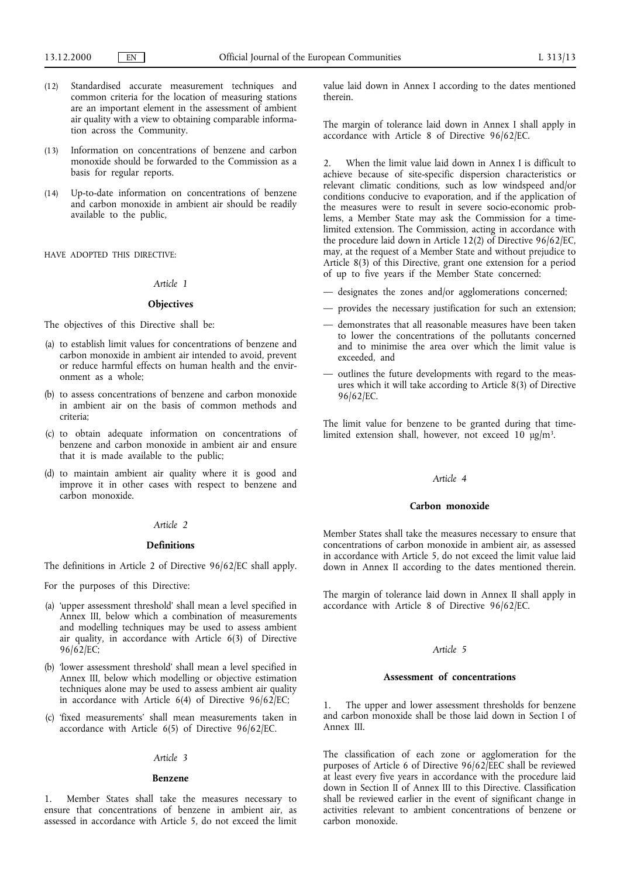(12) Standardised accurate measurement techniques and common criteria for the location of measuring stations are an important element in the assessment of ambient air quality with a view to obtaining comparable information across the Community.

(13) Information on concentrations of benzene and carbon monoxide should be forwarded to the Commission as a basis for regular reports.

(14) Up-to-date information on concentrations of benzene and carbon monoxide in ambient air should be readily available to the public,

HAVE ADOPTED THIS DIRECTIVE:

*Article 1*

**Objectives**

The objectives of this Directive shall be:

(a) to establish limit values for concentrations of benzene and carbon monoxide in ambient air intended to avoid, prevent or reduce harmful effects on human health and the environment as a whole;

(b) to assess concentrations of benzene and carbon monoxide in ambient air on the basis of common methods and criteria;

(c) to obtain adequate information on concentrations of benzene and carbon monoxide in ambient air and ensure that it is made available to the public;

(d) to maintain ambient air quality where it is good and improve it in other cases with respect to benzene and carbon monoxide.

*Article 2*

**Definitions**

The definitions in Article 2 of Directive 96/62/EC shall apply.

For the purposes of this Directive:

(a) 'upper assessment threshold' shall mean a level specified in Annex III, below which a combination of measurements and modelling techniques may be used to assess ambient air quality, in accordance with Article 6(3) of Directive 96/62/EC;

(b) 'lower assessment threshold' shall mean a level specified in Annex III, below which modelling or objective estimation techniques alone may be used to assess ambient air quality in accordance with Article 6(4) of Directive 96/62/EC;

(c) 'fixed measurements' shall mean measurements taken in accordance with Article 6(5) of Directive 96/62/EC.

*Article 3*

**Benzene**

1. Member States shall take the measures necessary to ensure that concentrations of benzene in ambient air, as assessed in accordance with Article 5, do not exceed the limit value laid down in Annex I according to the dates mentioned therein.

The margin of tolerance laid down in Annex I shall apply in accordance with Article 8 of Directive 96/62/EC.

2. When the limit value laid down in Annex I is difficult to achieve because of site-specific dispersion characteristics or relevant climatic conditions, such as low windspeed and/or conditions conducive to evaporation, and if the application of the measures were to result in severe socio-economic problems, a Member State may ask the Commission for a time-limited extension. The Commission, acting in accordance with the procedure laid down in Article 12(2) of Directive 96/62/EC, may, at the request of a Member State and without prejudice to Article 8(3) of this Directive, grant one extension for a period of up to five years if the Member State concerned:

— designates the zones and/or agglomerations concerned;

— provides the necessary justification for such an extension;

— demonstrates that all reasonable measures have been taken to lower the concentrations of the pollutants concerned and to minimise the area over which the limit value is exceeded, and

— outlines the future developments with regard to the measures which it will take according to Article 8(3) of Directive 96/62/EC.

The limit value for benzene to be granted during that time-limited extension shall, however, not exceed 10 µg/m³.

*Article 4*

**Carbon monoxide**

Member States shall take the measures necessary to ensure that concentrations of carbon monoxide in ambient air, as assessed in accordance with Article 5, do not exceed the limit value laid down in Annex II according to the dates mentioned therein.

The margin of tolerance laid down in Annex II shall apply in accordance with Article 8 of Directive 96/62/EC.

*Article 5*

**Assessment of concentrations**

1. The upper and lower assessment thresholds for benzene and carbon monoxide shall be those laid down in Section I of Annex III.

The classification of each zone or agglomeration for the purposes of Article 6 of Directive 96/62/EEC shall be reviewed at least every five years in accordance with the procedure laid down in Section II of Annex III to this Directive. Classification shall be reviewed earlier in the event of significant change in activities relevant to ambient concentrations of benzene or carbon monoxide.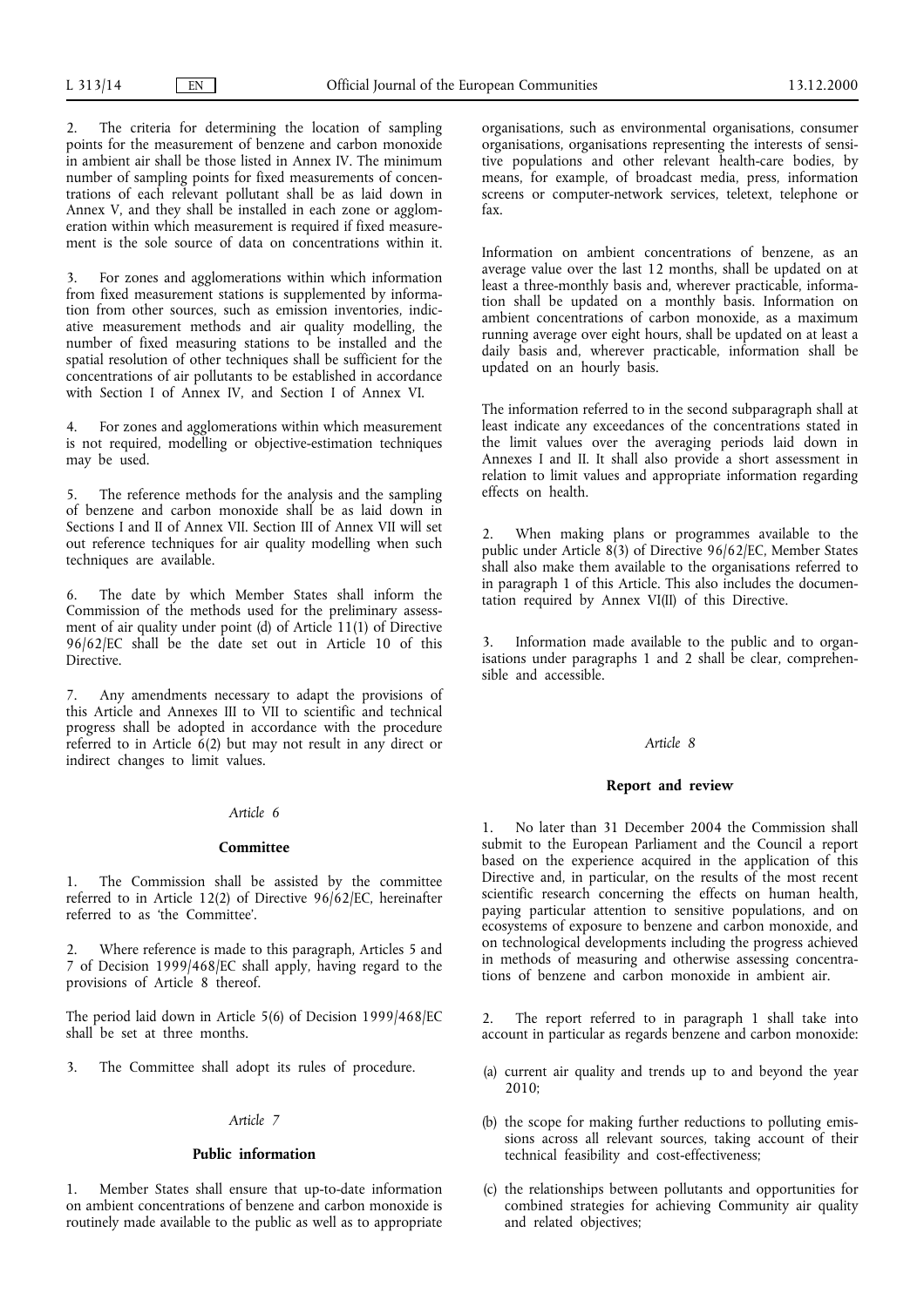2. The criteria for determining the location of sampling points for the measurement of benzene and carbon monoxide in ambient air shall be those listed in Annex IV. The minimum number of sampling points for fixed measurements of concentrations of each relevant pollutant shall be as laid down in Annex V, and they shall be installed in each zone or agglomeration within which measurement is required if fixed measurement is the sole source of data on concentrations within it.

3. For zones and agglomerations within which information from fixed measurement stations is supplemented by information from other sources, such as emission inventories, indicative measurement methods and air quality modelling, the number of fixed measuring stations to be installed and the spatial resolution of other techniques shall be sufficient for the concentrations of air pollutants to be established in accordance with Section I of Annex IV, and Section I of Annex VI.

4. For zones and agglomerations within which measurement is not required, modelling or objective-estimation techniques may be used.

5. The reference methods for the analysis and the sampling of benzene and carbon monoxide shall be as laid down in Sections I and II of Annex VII. Section III of Annex VII will set out reference techniques for air quality modelling when such techniques are available.

6. The date by which Member States shall inform the Commission of the methods used for the preliminary assessment of air quality under point (d) of Article 11(1) of Directive 96/62/EC shall be the date set out in Article 10 of this Directive.

7. Any amendments necessary to adapt the provisions of this Article and Annexes III to VII to scientific and technical progress shall be adopted in accordance with the procedure referred to in Article 6(2) but may not result in any direct or indirect changes to limit values.

*Article 6*

**Committee**

1. The Commission shall be assisted by the committee referred to in Article 12(2) of Directive 96/62/EC, hereinafter referred to as 'the Committee'.

2. Where reference is made to this paragraph, Articles 5 and 7 of Decision 1999/468/EC shall apply, having regard to the provisions of Article 8 thereof.

The period laid down in Article 5(6) of Decision 1999/468/EC shall be set at three months.

3. The Committee shall adopt its rules of procedure.

*Article 7*

**Public information**

1. Member States shall ensure that up-to-date information on ambient concentrations of benzene and carbon monoxide is routinely made available to the public as well as to appropriate organisations, such as environmental organisations, consumer organisations, organisations representing the interests of sensitive populations and other relevant health-care bodies, by means, for example, of broadcast media, press, information screens or computer-network services, teletext, telephone or fax.

Information on ambient concentrations of benzene, as an average value over the last 12 months, shall be updated on at least a three-monthly basis and, wherever practicable, information shall be updated on a monthly basis. Information on ambient concentrations of carbon monoxide, as a maximum running average over eight hours, shall be updated on at least a daily basis and, wherever practicable, information shall be updated on an hourly basis.

The information referred to in the second subparagraph shall at least indicate any exceedances of the concentrations stated in the limit values over the averaging periods laid down in Annexes I and II. It shall also provide a short assessment in relation to limit values and appropriate information regarding effects on health.

2. When making plans or programmes available to the public under Article 8(3) of Directive 96/62/EC, Member States shall also make them available to the organisations referred to in paragraph 1 of this Article. This also includes the documentation required by Annex VI(II) of this Directive.

3. Information made available to the public and to organisations under paragraphs 1 and 2 shall be clear, comprehensible and accessible.

*Article 8*

**Report and review**

1. No later than 31 December 2004 the Commission shall submit to the European Parliament and the Council a report based on the experience acquired in the application of this Directive and, in particular, on the results of the most recent scientific research concerning the effects on human health, paying particular attention to sensitive populations, and on ecosystems of exposure to benzene and carbon monoxide, and on technological developments including the progress achieved in methods of measuring and otherwise assessing concentrations of benzene and carbon monoxide in ambient air.

2. The report referred to in paragraph 1 shall take into account in particular as regards benzene and carbon monoxide:

(a) current air quality and trends up to and beyond the year 2010;

(b) the scope for making further reductions to polluting emissions across all relevant sources, taking account of their technical feasibility and cost-effectiveness;

(c) the relationships between pollutants and opportunities for combined strategies for achieving Community air quality and related objectives;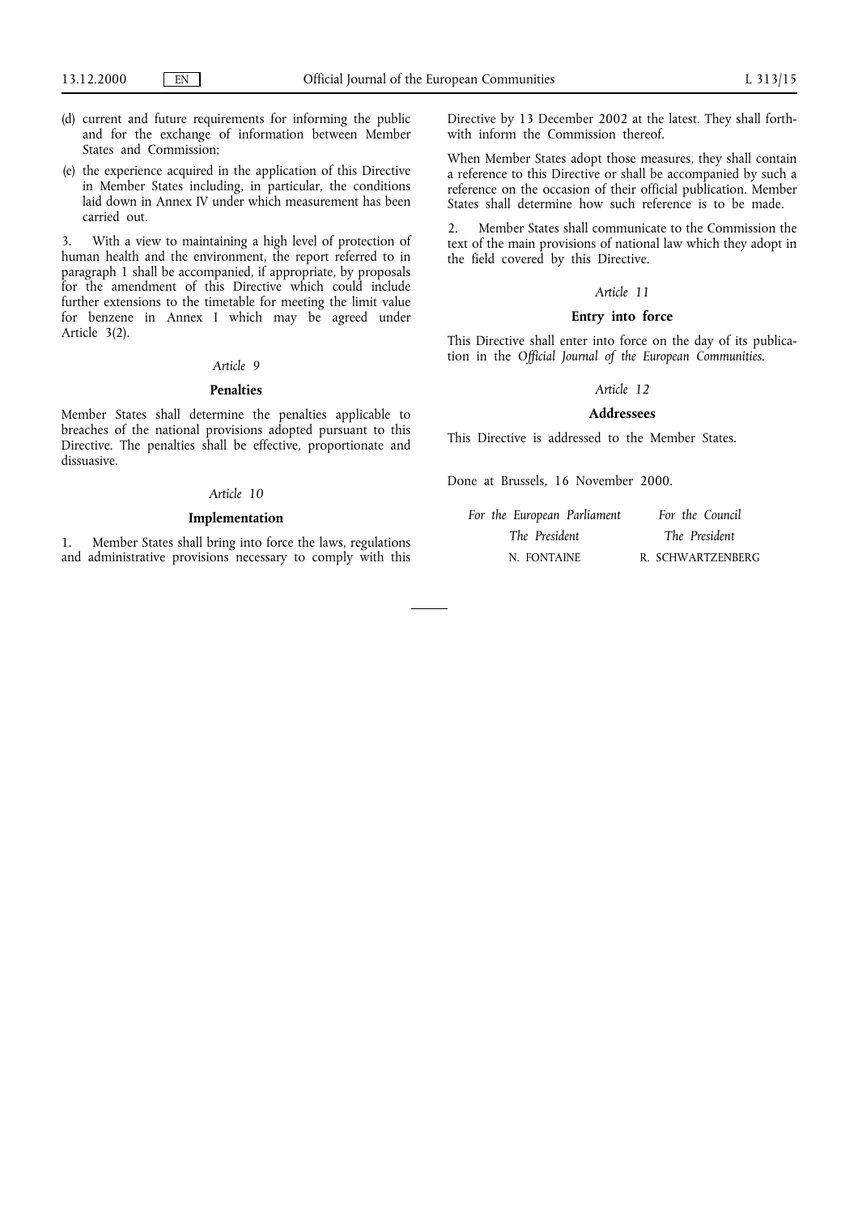(d) current and future requirements for informing the public and for the exchange of information between Member States and Commission;

(e) the experience acquired in the application of this Directive in Member States including, in particular, the conditions laid down in Annex IV under which measurement has been carried out.

3. With a view to maintaining a high level of protection of human health and the environment, the report referred to in paragraph 1 shall be accompanied, if appropriate, by proposals for the amendment of this Directive which could include further extensions to the timetable for meeting the limit value for benzene in Annex I which may be agreed under Article 3(2).

*Article 9*

**Penalties**

Member States shall determine the penalties applicable to breaches of the national provisions adopted pursuant to this Directive. The penalties shall be effective, proportionate and dissuasive.

*Article 10*

**Implementation**

1. Member States shall bring into force the laws, regulations and administrative provisions necessary to comply with this Directive by 13 December 2002 at the latest. They shall forthwith inform the Commission thereof.

When Member States adopt those measures, they shall contain a reference to this Directive or shall be accompanied by such a reference on the occasion of their official publication. Member States shall determine how such reference is to be made.

2. Member States shall communicate to the Commission the text of the main provisions of national law which they adopt in the field covered by this Directive.

*Article 11*

**Entry into force**

This Directive shall enter into force on the day of its publication in the *Official Journal of the European Communities*.

*Article 12*

**Addressees**

This Directive is addressed to the Member States.

Done at Brussels, 16 November 2000.

| *For the European Parliament* | *For the Council* |
|---|---|
| *The President* | *The President* |
| N. FONTAINE | R. SCHWARTZENBERG |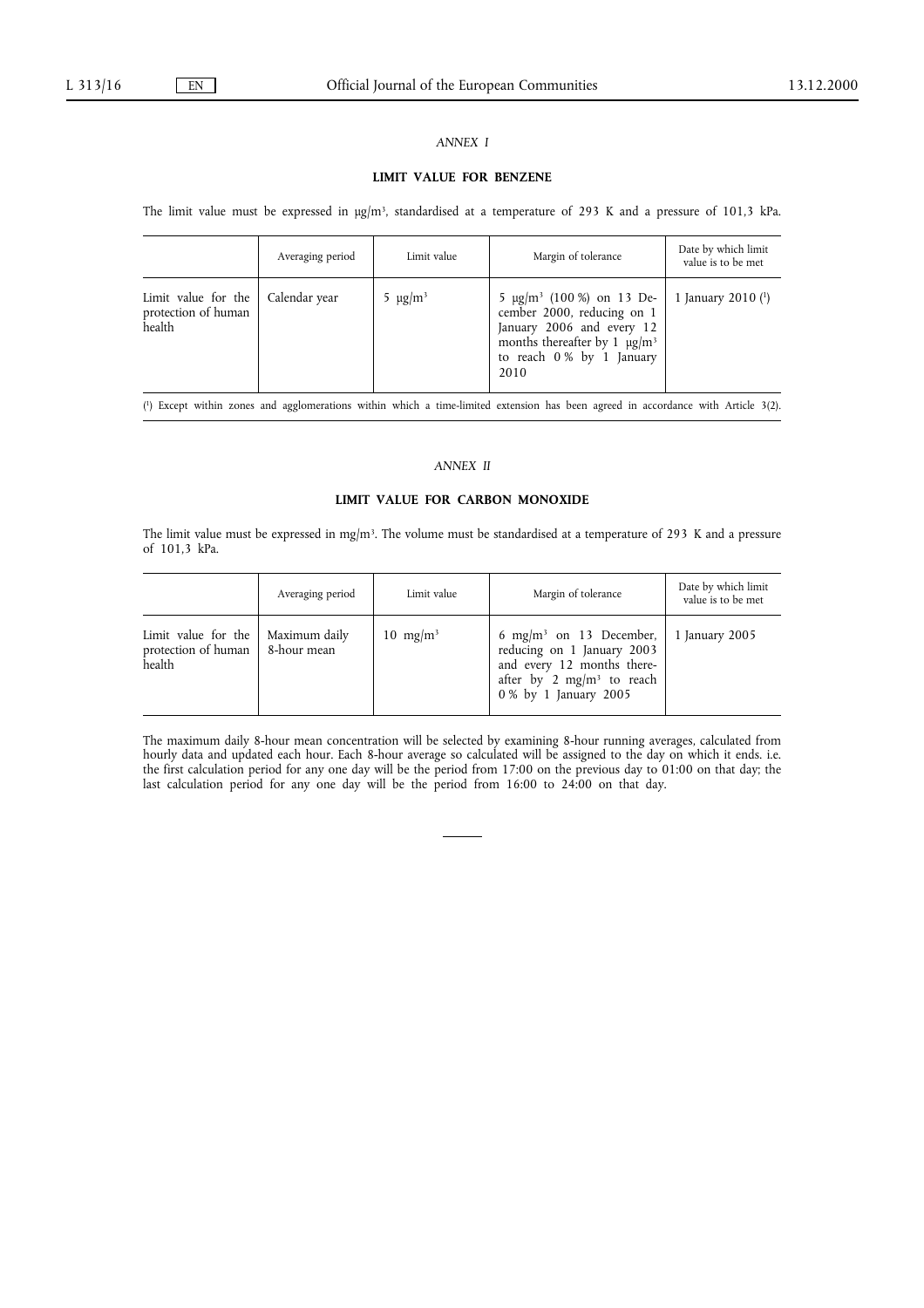*ANNEX I*

## LIMIT VALUE FOR BENZENE

The limit value must be expressed in µg/m³, standardised at a temperature of 293 K and a pressure of 101,3 kPa.

| | Averaging period | Limit value | Margin of tolerance | Date by which limit value is to be met |
|---|---|---|---|---|
| Limit value for the protection of human health | Calendar year | 5 µg/m³ | 5 µg/m³ (100 %) on 13 December 2000, reducing on 1 January 2006 and every 12 months thereafter by 1 µg/m³ to reach 0 % by 1 January 2010 | 1 January 2010 [1] |

[1] Except within zones and agglomerations within which a time-limited extension has been agreed in accordance with Article 3(2).

*ANNEX II*

## LIMIT VALUE FOR CARBON MONOXIDE

The limit value must be expressed in mg/m³. The volume must be standardised at a temperature of 293 K and a pressure of 101,3 kPa.

| | Averaging period | Limit value | Margin of tolerance | Date by which limit value is to be met |
|---|---|---|---|---|
| Limit value for the protection of human health | Maximum daily 8-hour mean | 10 mg/m³ | 6 mg/m³ on 13 December, reducing on 1 January 2003 and every 12 months thereafter by 2 mg/m³ to reach 0 % by 1 January 2005 | 1 January 2005 |

The maximum daily 8-hour mean concentration will be selected by examining 8-hour running averages, calculated from hourly data and updated each hour. Each 8-hour average so calculated will be assigned to the day on which it ends. i.e. the first calculation period for any one day will be the period from 17:00 on the previous day to 01:00 on that day; the last calculation period for any one day will be the period from 16:00 to 24:00 on that day.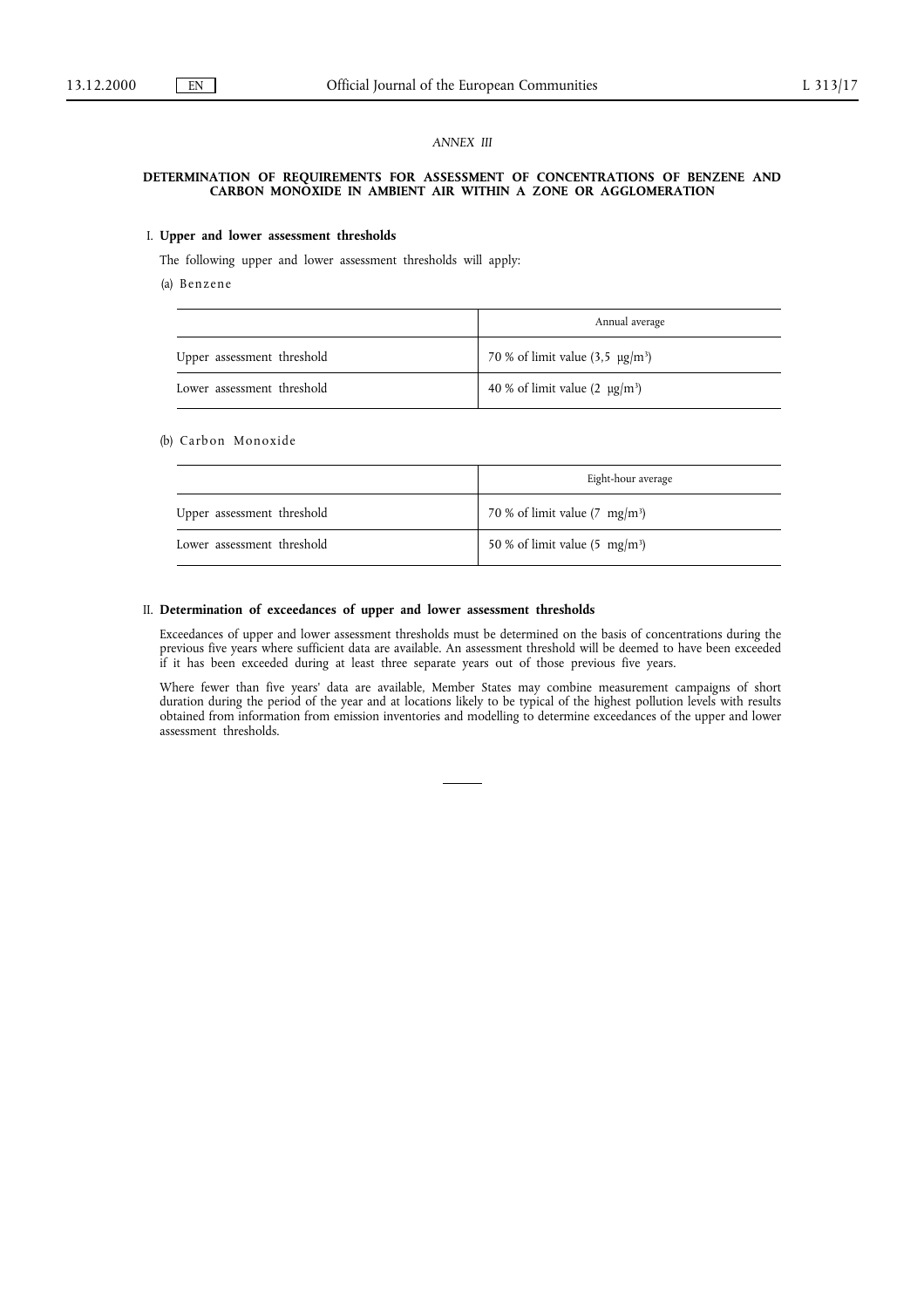*ANNEX III*

# DETERMINATION OF REQUIREMENTS FOR ASSESSMENT OF CONCENTRATIONS OF BENZENE AND CARBON MONOXIDE IN AMBIENT AIR WITHIN A ZONE OR AGGLOMERATION

## I. Upper and lower assessment thresholds

The following upper and lower assessment thresholds will apply:

(a) Benzene

| | Annual average |
|---|---|
| Upper assessment threshold | 70 % of limit value (3,5 µg/m³) |
| Lower assessment threshold | 40 % of limit value (2 µg/m³) |

(b) Carbon Monoxide

| | Eight-hour average |
|---|---|
| Upper assessment threshold | 70 % of limit value (7 mg/m³) |
| Lower assessment threshold | 50 % of limit value (5 mg/m³) |

## II. Determination of exceedances of upper and lower assessment thresholds

Exceedances of upper and lower assessment thresholds must be determined on the basis of concentrations during the previous five years where sufficient data are available. An assessment threshold will be deemed to have been exceeded if it has been exceeded during at least three separate years out of those previous five years.

Where fewer than five years' data are available, Member States may combine measurement campaigns of short duration during the period of the year and at locations likely to be typical of the highest pollution levels with results obtained from information from emission inventories and modelling to determine exceedances of the upper and lower assessment thresholds.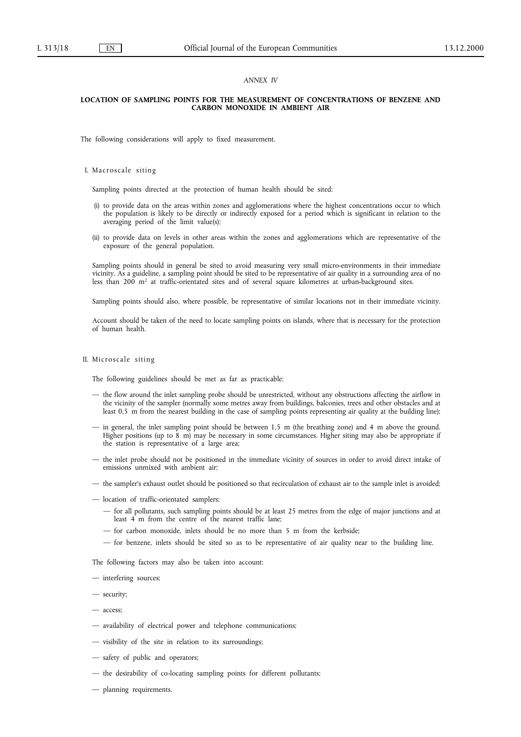*ANNEX IV*

## LOCATION OF SAMPLING POINTS FOR THE MEASUREMENT OF CONCENTRATIONS OF BENZENE AND CARBON MONOXIDE IN AMBIENT AIR

The following considerations will apply to fixed measurement.

### I. Macroscale siting

Sampling points directed at the protection of human health should be sited:

(i) to provide data on the areas within zones and agglomerations where the highest concentrations occur to which the population is likely to be directly or indirectly exposed for a period which is significant in relation to the averaging period of the limit value(s);

(ii) to provide data on levels in other areas within the zones and agglomerations which are representative of the exposure of the general population.

Sampling points should in general be sited to avoid measuring very small micro-environments in their immediate vicinity. As a guideline, a sampling point should be sited to be representative of air quality in a surrounding area of no less than 200 $m^2$ at traffic-orientated sites and of several square kilometres at urban-background sites.

Sampling points should also, where possible, be representative of similar locations not in their immediate vicinity.

Account should be taken of the need to locate sampling points on islands, where that is necessary for the protection of human health.

### II. Microscale siting

The following guidelines should be met as far as practicable:

— the flow around the inlet sampling probe should be unrestricted, without any obstructions affecting the airflow in the vicinity of the sampler (normally some metres away from buildings, balconies, trees and other obstacles and at least 0,5 m from the nearest building in the case of sampling points representing air quality at the building line);

— in general, the inlet sampling point should be between 1,5 m (the breathing zone) and 4 m above the ground. Higher positions (up to 8 m) may be necessary in some circumstances. Higher siting may also be appropriate if the station is representative of a large area;

— the inlet probe should not be positioned in the immediate vicinity of sources in order to avoid direct intake of emissions unmixed with ambient air;

— the sampler's exhaust outlet should be positioned so that recirculation of exhaust air to the sample inlet is avoided;

— location of traffic-orientated samplers:

  — for all pollutants, such sampling points should be at least 25 metres from the edge of major junctions and at least 4 m from the centre of the nearest traffic lane;

  — for carbon monoxide, inlets should be no more than 5 m from the kerbside;

  — for benzene, inlets should be sited so as to be representative of air quality near to the building line.

The following factors may also be taken into account:

— interfering sources;

— security;

— access;

— availability of electrical power and telephone communications;

— visibility of the site in relation to its surroundings;

— safety of public and operators;

— the desirability of co-locating sampling points for different pollutants;

— planning requirements.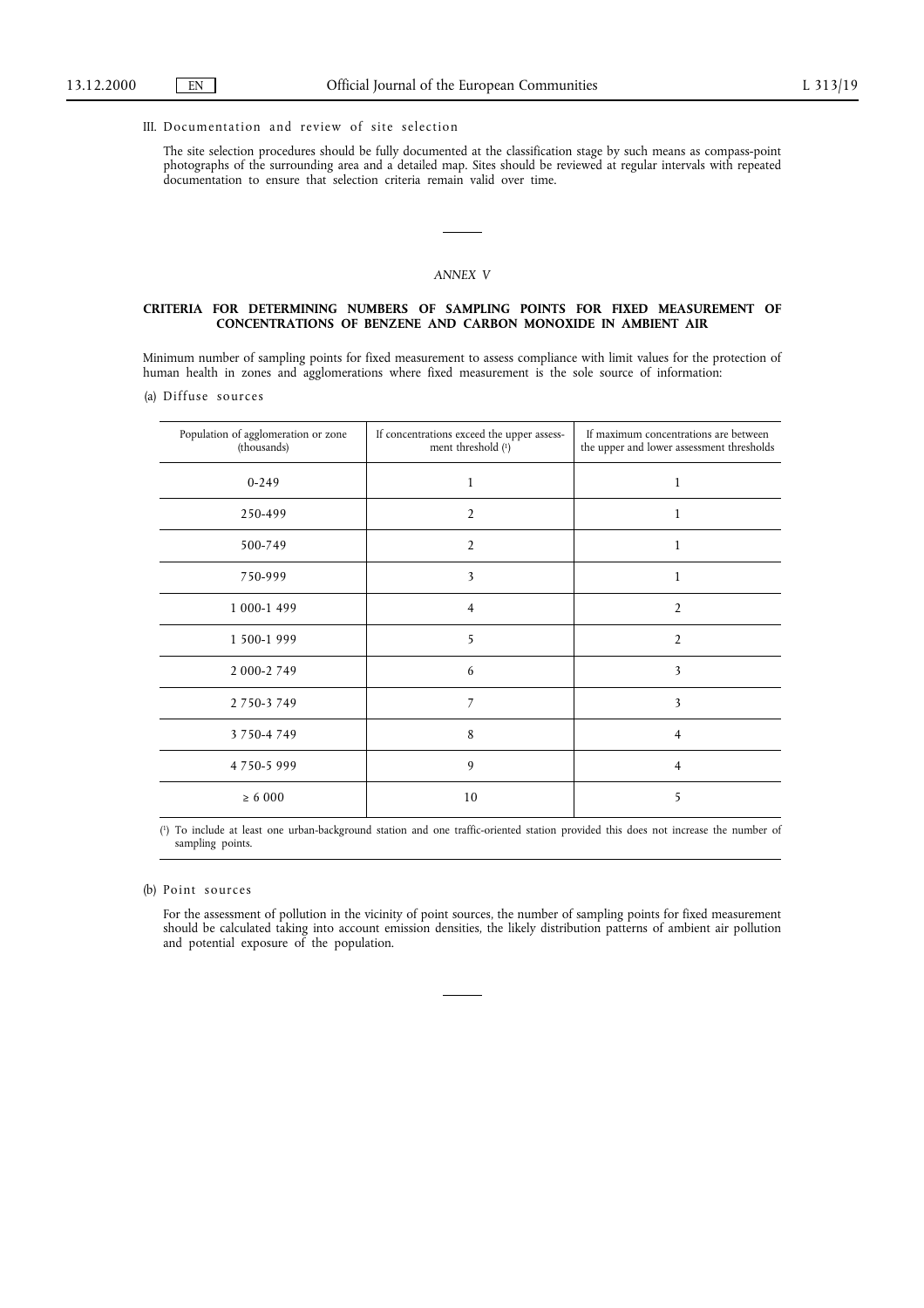III. Documentation and review of site selection

The site selection procedures should be fully documented at the classification stage by such means as compass-point photographs of the surrounding area and a detailed map. Sites should be reviewed at regular intervals with repeated documentation to ensure that selection criteria remain valid over time.

---

*ANNEX V*

**CRITERIA FOR DETERMINING NUMBERS OF SAMPLING POINTS FOR FIXED MEASUREMENT OF CONCENTRATIONS OF BENZENE AND CARBON MONOXIDE IN AMBIENT AIR**

Minimum number of sampling points for fixed measurement to assess compliance with limit values for the protection of human health in zones and agglomerations where fixed measurement is the sole source of information:

(a) Diffuse sources

| Population of agglomeration or zone (thousands) | If concentrations exceed the upper assessment threshold [1] | If maximum concentrations are between the upper and lower assessment thresholds |
|---|---|---|
| 0-249 | 1 | 1 |
| 250-499 | 2 | 1 |
| 500-749 | 2 | 1 |
| 750-999 | 3 | 1 |
| 1 000-1 499 | 4 | 2 |
| 1 500-1 999 | 5 | 2 |
| 2 000-2 749 | 6 | 3 |
| 2 750-3 749 | 7 | 3 |
| 3 750-4 749 | 8 | 4 |
| 4 750-5 999 | 9 | 4 |
| ≥ 6 000 | 10 | 5 |

[1] To include at least one urban-background station and one traffic-oriented station provided this does not increase the number of sampling points.

(b) Point sources

For the assessment of pollution in the vicinity of point sources, the number of sampling points for fixed measurement should be calculated taking into account emission densities, the likely distribution patterns of ambient air pollution and potential exposure of the population.

---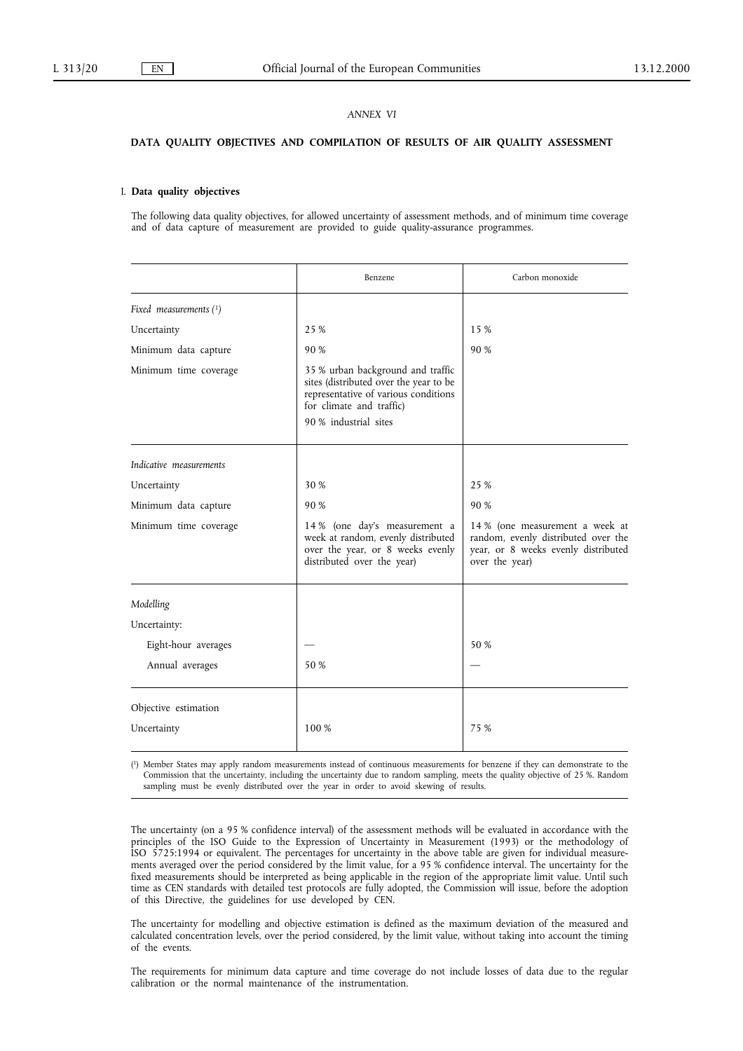*ANNEX VI*

**DATA QUALITY OBJECTIVES AND COMPILATION OF RESULTS OF AIR QUALITY ASSESSMENT**

I. **Data quality objectives**

The following data quality objectives, for allowed uncertainty of assessment methods, and of minimum time coverage and of data capture of measurement are provided to guide quality-assurance programmes.

| | Benzene | Carbon monoxide |
|---|---|---|
| *Fixed measurements* ([1]) | | |
| Uncertainty | 25 % | 15 % |
| Minimum data capture | 90 % | 90 % |
| Minimum time coverage | 35 % urban background and traffic sites (distributed over the year to be representative of various conditions for climate and traffic)<br>90 % industrial sites | |
| *Indicative measurements* | | |
| Uncertainty | 30 % | 25 % |
| Minimum data capture | 90 % | 90 % |
| Minimum time coverage | 14 % (one day's measurement a week at random, evenly distributed over the year, or 8 weeks evenly distributed over the year) | 14 % (one measurement a week at random, evenly distributed over the year, or 8 weeks evenly distributed over the year) |
| *Modelling* | | |
| Uncertainty: | | |
| Eight-hour averages | — | 50 % |
| Annual averages | 50 % | — |
| Objective estimation | | |
| Uncertainty | 100 % | 75 % |

([1]) Member States may apply random measurements instead of continuous measurements for benzene if they can demonstrate to the Commission that the uncertainty, including the uncertainty due to random sampling, meets the quality objective of 25 %. Random sampling must be evenly distributed over the year in order to avoid skewing of results.

The uncertainty (on a 95 % confidence interval) of the assessment methods will be evaluated in accordance with the principles of the ISO Guide to the Expression of Uncertainty in Measurement (1993) or the methodology of ISO 5725:1994 or equivalent. The percentages for uncertainty in the above table are given for individual measurements averaged over the period considered by the limit value, for a 95 % confidence interval. The uncertainty for the fixed measurements should be interpreted as being applicable in the region of the appropriate limit value. Until such time as CEN standards with detailed test protocols are fully adopted, the Commission will issue, before the adoption of this Directive, the guidelines for use developed by CEN.

The uncertainty for modelling and objective estimation is defined as the maximum deviation of the measured and calculated concentration levels, over the period considered, by the limit value, without taking into account the timing of the events.

The requirements for minimum data capture and time coverage do not include losses of data due to the regular calibration or the normal maintenance of the instrumentation.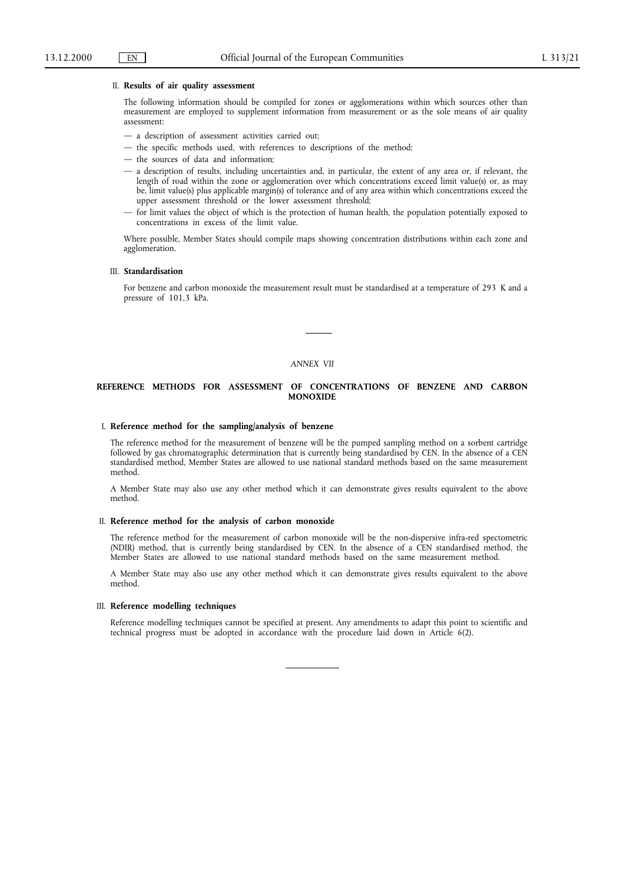II. **Results of air quality assessment**

The following information should be compiled for zones or agglomerations within which sources other than measurement are employed to supplement information from measurement or as the sole means of air quality assessment:

— a description of assessment activities carried out;

— the specific methods used, with references to descriptions of the method;

— the sources of data and information;

— a description of results, including uncertainties and, in particular, the extent of any area or, if relevant, the length of road within the zone or agglomeration over which concentrations exceed limit value(s) or, as may be, limit value(s) plus applicable margin(s) of tolerance and of any area within which concentrations exceed the upper assessment threshold or the lower assessment threshold;

— for limit values the object of which is the protection of human health, the population potentially exposed to concentrations in excess of the limit value.

Where possible, Member States should compile maps showing concentration distributions within each zone and agglomeration.

III. **Standardisation**

For benzene and carbon monoxide the measurement result must be standardised at a temperature of 293 K and a pressure of 101,3 kPa.

*ANNEX VII*

## REFERENCE METHODS FOR ASSESSMENT OF CONCENTRATIONS OF BENZENE AND CARBON MONOXIDE

I. **Reference method for the sampling/analysis of benzene**

The reference method for the measurement of benzene will be the pumped sampling method on a sorbent cartridge followed by gas chromatographic determination that is currently being standardised by CEN. In the absence of a CEN standardised method, Member States are allowed to use national standard methods based on the same measurement method.

A Member State may also use any other method which it can demonstrate gives results equivalent to the above method.

II. **Reference method for the analysis of carbon monoxide**

The reference method for the measurement of carbon monoxide will be the non-dispersive infra-red spectometric (NDIR) method, that is currently being standardised by CEN. In the absence of a CEN standardised method, the Member States are allowed to use national standard methods based on the same measurement method.

A Member State may also use any other method which it can demonstrate gives results equivalent to the above method.

III. **Reference modelling techniques**

Reference modelling techniques cannot be specified at present. Any amendments to adapt this point to scientific and technical progress must be adopted in accordance with the procedure laid down in Article 6(2).